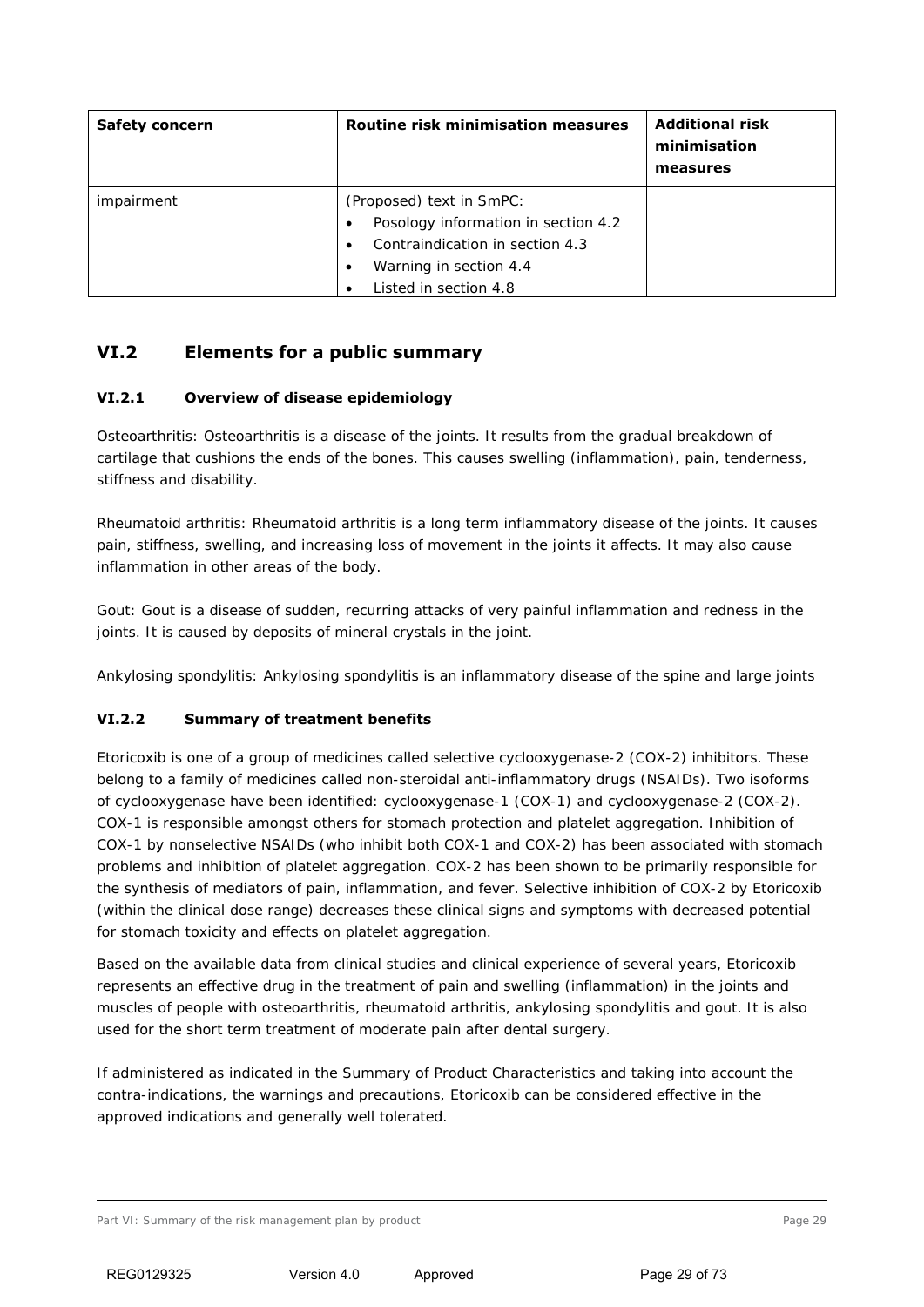| Safety concern | Routine risk minimisation measures | Additional risk minimisation measures |
|---|---|---|
| impairment | (Proposed) text in SmPC:<br>• Posology information in section 4.2<br>• Contraindication in section 4.3<br>• Warning in section 4.4<br>• Listed in section 4.8 | |

## VI.2 Elements for a public summary

### VI.2.1 Overview of disease epidemiology

Osteoarthritis: Osteoarthritis is a disease of the joints. It results from the gradual breakdown of cartilage that cushions the ends of the bones. This causes swelling (inflammation), pain, tenderness, stiffness and disability.

Rheumatoid arthritis: Rheumatoid arthritis is a long term inflammatory disease of the joints. It causes pain, stiffness, swelling, and increasing loss of movement in the joints it affects. It may also cause inflammation in other areas of the body.

Gout: Gout is a disease of sudden, recurring attacks of very painful inflammation and redness in the joints. It is caused by deposits of mineral crystals in the joint.

Ankylosing spondylitis: Ankylosing spondylitis is an inflammatory disease of the spine and large joints

### VI.2.2 Summary of treatment benefits

Etoricoxib is one of a group of medicines called selective cyclooxygenase-2 (COX-2) inhibitors. These belong to a family of medicines called non-steroidal anti-inflammatory drugs (NSAIDs). Two isoforms of cyclooxygenase have been identified: cyclooxygenase-1 (COX-1) and cyclooxygenase-2 (COX-2). COX-1 is responsible amongst others for stomach protection and platelet aggregation. Inhibition of COX-1 by nonselective NSAIDs (who inhibit both COX-1 and COX-2) has been associated with stomach problems and inhibition of platelet aggregation. COX-2 has been shown to be primarily responsible for the synthesis of mediators of pain, inflammation, and fever. Selective inhibition of COX-2 by Etoricoxib (within the clinical dose range) decreases these clinical signs and symptoms with decreased potential for stomach toxicity and effects on platelet aggregation.

Based on the available data from clinical studies and clinical experience of several years, Etoricoxib represents an effective drug in the treatment of pain and swelling (inflammation) in the joints and muscles of people with osteoarthritis, rheumatoid arthritis, ankylosing spondylitis and gout. It is also used for the short term treatment of moderate pain after dental surgery.

If administered as indicated in the Summary of Product Characteristics and taking into account the contra-indications, the warnings and precautions, Etoricoxib can be considered effective in the approved indications and generally well tolerated.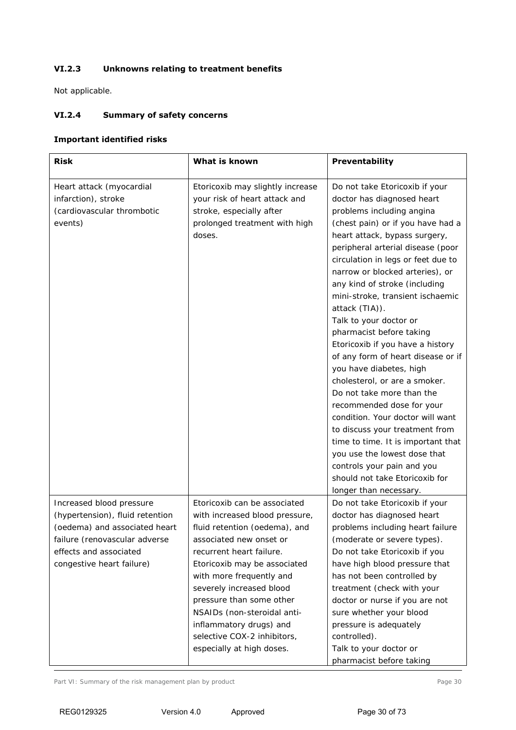### VI.2.3 Unknowns relating to treatment benefits

Not applicable.

### VI.2.4 Summary of safety concerns

**Important identified risks**

| Risk | What is known | Preventability |
|---|---|---|
| Heart attack (myocardial infarction), stroke (cardiovascular thrombotic events) | Etoricoxib may slightly increase your risk of heart attack and stroke, especially after prolonged treatment with high doses. | Do not take Etoricoxib if your doctor has diagnosed heart problems including angina (chest pain) or if you have had a heart attack, bypass surgery, peripheral arterial disease (poor circulation in legs or feet due to narrow or blocked arteries), or any kind of stroke (including mini-stroke, transient ischaemic attack (TIA)).<br>Talk to your doctor or pharmacist before taking Etoricoxib if you have a history of any form of heart disease or if you have diabetes, high cholesterol, or are a smoker.<br>Do not take more than the recommended dose for your condition. Your doctor will want to discuss your treatment from time to time. It is important that you use the lowest dose that controls your pain and you should not take Etoricoxib for longer than necessary. |
| Increased blood pressure (hypertension), fluid retention (oedema) and associated heart failure (renovascular adverse effects and associated congestive heart failure) | Etoricoxib can be associated with increased blood pressure, fluid retention (oedema), and associated new onset or recurrent heart failure.<br>Etoricoxib may be associated with more frequently and severely increased blood pressure than some other NSAIDs (non-steroidal anti-inflammatory drugs) and selective COX-2 inhibitors, especially at high doses. | Do not take Etoricoxib if your doctor has diagnosed heart problems including heart failure (moderate or severe types).<br>Do not take Etoricoxib if you have high blood pressure that has not been controlled by treatment (check with your doctor or nurse if you are not sure whether your blood pressure is adequately controlled).<br>Talk to your doctor or pharmacist before taking |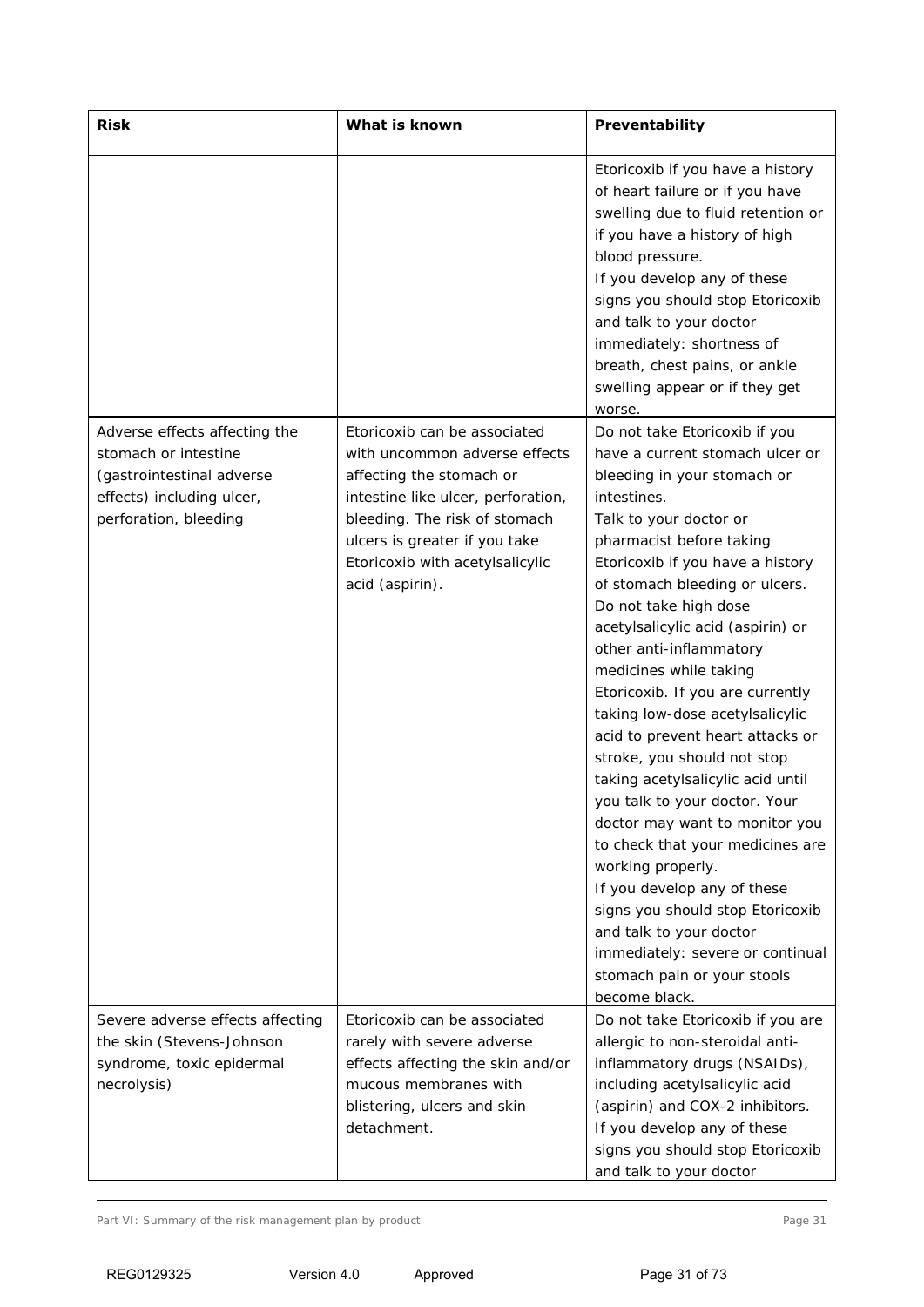| Risk | What is known | Preventability |
|---|---|---|
| | | Etoricoxib if you have a history of heart failure or if you have swelling due to fluid retention or if you have a history of high blood pressure. If you develop any of these signs you should stop Etoricoxib and talk to your doctor immediately: shortness of breath, chest pains, or ankle swelling appear or if they get worse. |
| Adverse effects affecting the stomach or intestine (gastrointestinal adverse effects) including ulcer, perforation, bleeding | Etoricoxib can be associated with uncommon adverse effects affecting the stomach or intestine like ulcer, perforation, bleeding. The risk of stomach ulcers is greater if you take Etoricoxib with acetylsalicylic acid (aspirin). | Do not take Etoricoxib if you have a current stomach ulcer or bleeding in your stomach or intestines. Talk to your doctor or pharmacist before taking Etoricoxib if you have a history of stomach bleeding or ulcers. Do not take high dose acetylsalicylic acid (aspirin) or other anti-inflammatory medicines while taking Etoricoxib. If you are currently taking low-dose acetylsalicylic acid to prevent heart attacks or stroke, you should not stop taking acetylsalicylic acid until you talk to your doctor. Your doctor may want to monitor you to check that your medicines are working properly. If you develop any of these signs you should stop Etoricoxib and talk to your doctor immediately: severe or continual stomach pain or your stools become black. |
| Severe adverse effects affecting the skin (Stevens-Johnson syndrome, toxic epidermal necrolysis) | Etoricoxib can be associated rarely with severe adverse effects affecting the skin and/or mucous membranes with blistering, ulcers and skin detachment. | Do not take Etoricoxib if you are allergic to non-steroidal anti-inflammatory drugs (NSAIDs), including acetylsalicylic acid (aspirin) and COX-2 inhibitors. If you develop any of these signs you should stop Etoricoxib and talk to your doctor |

Part VI: Summary of the risk management plan by product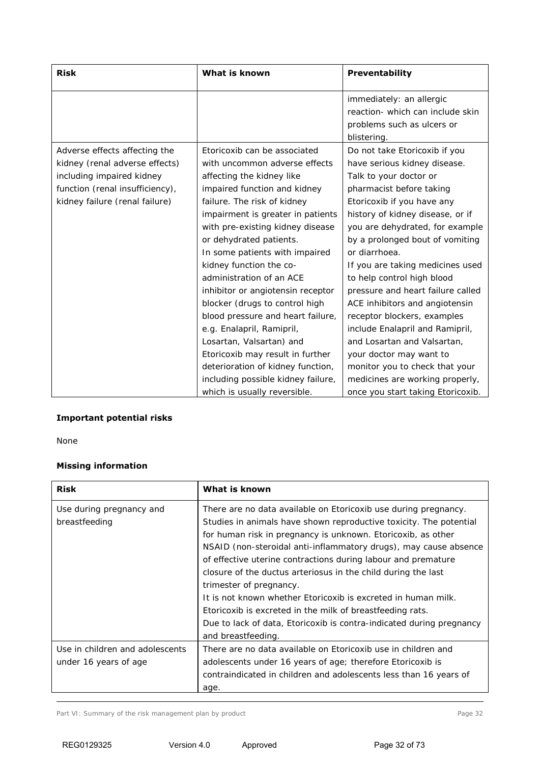| Risk | What is known | Preventability |
|---|---|---|
| | | immediately: an allergic reaction- which can include skin problems such as ulcers or blistering. |
| Adverse effects affecting the kidney (renal adverse effects) including impaired kidney function (renal insufficiency), kidney failure (renal failure) | Etoricoxib can be associated with uncommon adverse effects affecting the kidney like impaired function and kidney failure. The risk of kidney impairment is greater in patients with pre-existing kidney disease or dehydrated patients.<br>In some patients with impaired kidney function the co-administration of an ACE inhibitor or angiotensin receptor blocker (drugs to control high blood pressure and heart failure, e.g. Enalapril, Ramipril, Losartan, Valsartan) and Etoricoxib may result in further deterioration of kidney function, including possible kidney failure, which is usually reversible. | Do not take Etoricoxib if you have serious kidney disease.<br>Talk to your doctor or pharmacist before taking Etoricoxib if you have any history of kidney disease, or if you are dehydrated, for example by a prolonged bout of vomiting or diarrhoea.<br>If you are taking medicines used to help control high blood pressure and heart failure called ACE inhibitors and angiotensin receptor blockers, examples include Enalapril and Ramipril, and Losartan and Valsartan, your doctor may want to monitor you to check that your medicines are working properly, once you start taking Etoricoxib. |

**Important potential risks**

None

**Missing information**

| Risk | What is known |
|---|---|
| Use during pregnancy and breastfeeding | There are no data available on Etoricoxib use during pregnancy. Studies in animals have shown reproductive toxicity. The potential for human risk in pregnancy is unknown. Etoricoxib, as other NSAID (non-steroidal anti-inflammatory drugs), may cause absence of effective uterine contractions during labour and premature closure of the ductus arteriosus in the child during the last trimester of pregnancy.<br>It is not known whether Etoricoxib is excreted in human milk. Etoricoxib is excreted in the milk of breastfeeding rats.<br>Due to lack of data, Etoricoxib is contra-indicated during pregnancy and breastfeeding. |
| Use in children and adolescents under 16 years of age | There are no data available on Etoricoxib use in children and adolescents under 16 years of age; therefore Etoricoxib is contraindicated in children and adolescents less than 16 years of age. |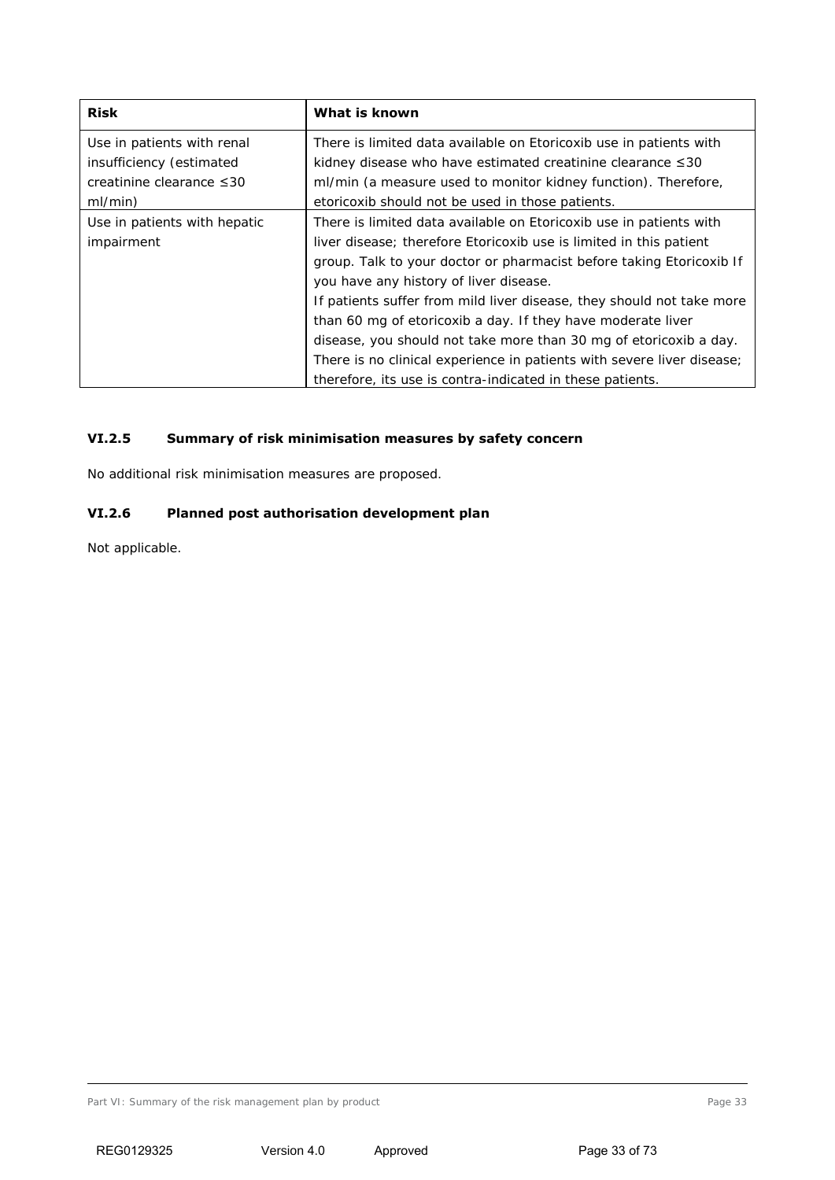| Risk | What is known |
|---|---|
| Use in patients with renal insufficiency (estimated creatinine clearance ≤30 ml/min) | There is limited data available on Etoricoxib use in patients with kidney disease who have estimated creatinine clearance ≤30 ml/min (a measure used to monitor kidney function). Therefore, etoricoxib should not be used in those patients. |
| Use in patients with hepatic impairment | There is limited data available on Etoricoxib use in patients with liver disease; therefore Etoricoxib use is limited in this patient group. Talk to your doctor or pharmacist before taking Etoricoxib If you have any history of liver disease.<br>If patients suffer from mild liver disease, they should not take more than 60 mg of etoricoxib a day. If they have moderate liver disease, you should not take more than 30 mg of etoricoxib a day. There is no clinical experience in patients with severe liver disease; therefore, its use is contra-indicated in these patients. |

### VI.2.5 Summary of risk minimisation measures by safety concern

No additional risk minimisation measures are proposed.

### VI.2.6 Planned post authorisation development plan

Not applicable.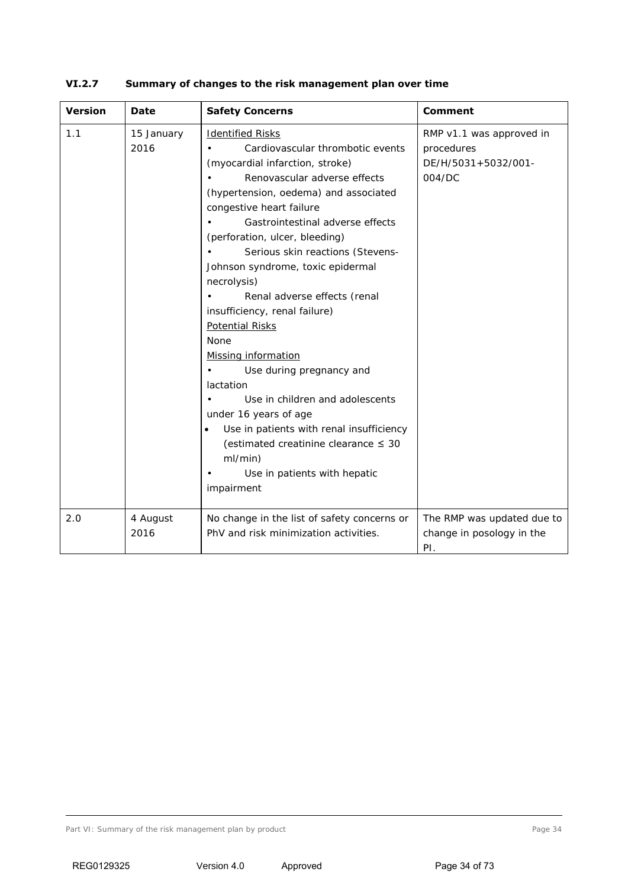### VI.2.7 Summary of changes to the risk management plan over time

| Version | Date | Safety Concerns | Comment |
|---|---|---|---|
| 1.1 | 15 January 2016 | Identified Risks<br>• Cardiovascular thrombotic events (myocardial infarction, stroke)<br>• Renovascular adverse effects (hypertension, oedema) and associated congestive heart failure<br>• Gastrointestinal adverse effects (perforation, ulcer, bleeding)<br>• Serious skin reactions (Stevens-Johnson syndrome, toxic epidermal necrolysis)<br>• Renal adverse effects (renal insufficiency, renal failure)<br>Potential Risks<br>None<br>Missing information<br>• Use during pregnancy and lactation<br>• Use in children and adolescents under 16 years of age<br>• Use in patients with renal insufficiency (estimated creatinine clearance ≤ 30 ml/min)<br>• Use in patients with hepatic impairment | RMP v1.1 was approved in procedures DE/H/5031+5032/001-004/DC |
| 2.0 | 4 August 2016 | No change in the list of safety concerns or PhV and risk minimization activities. | The RMP was updated due to change in posology in the PI. |